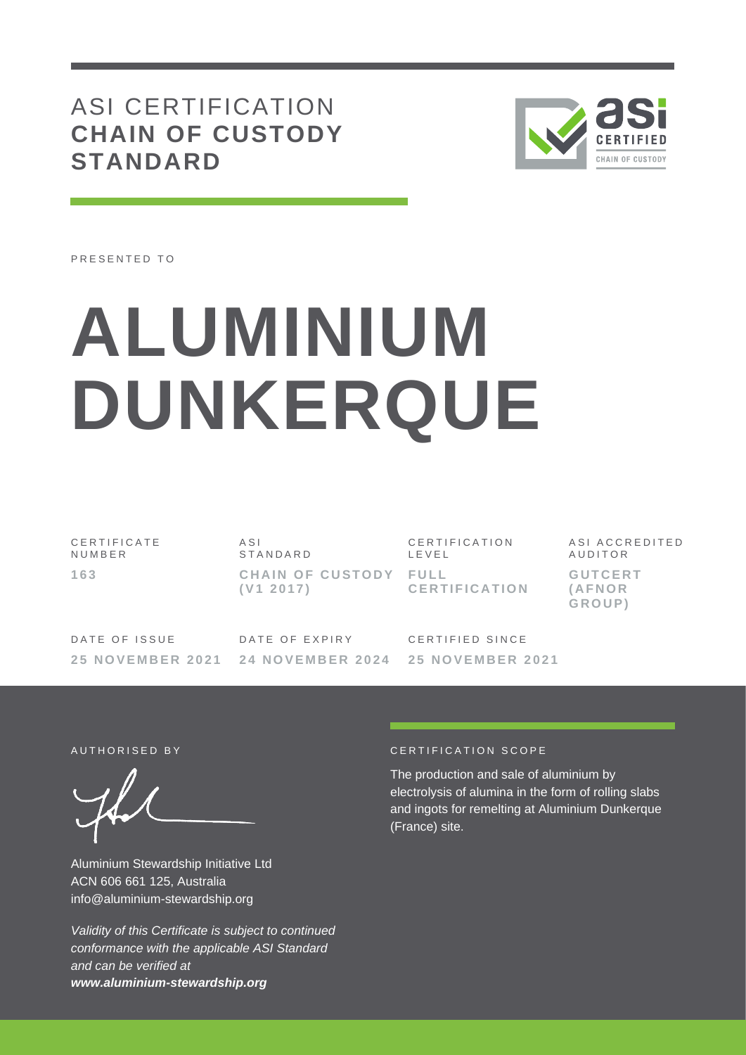# ASI CERTIFICATION **CHAIN OF CUSTODY STANDARD**

PRESENTED TO

# ALUMINIUM DUNKERQUE

| CERTIFICATE NUMBER | ASI STANDARD | CERTIFICATION LEVEL | ASI ACCREDITED AUDITOR |
|---|---|---|---|
| **163** | **CHAIN OF CUSTODY (V1 2017)** | **FULL CERTIFICATION** | **GUTCERT (AFNOR GROUP)** |

| DATE OF ISSUE | DATE OF EXPIRY | CERTIFIED SINCE |
|---|---|---|
| **25 NOVEMBER 2021** | **24 NOVEMBER 2024** | **25 NOVEMBER 2021** |

AUTHORISED BY

Aluminium Stewardship Initiative Ltd
ACN 606 661 125, Australia
info@aluminium-stewardship.org

*Validity of this Certificate is subject to continued conformance with the applicable ASI Standard and can be verified at* ***www.aluminium-stewardship.org***

CERTIFICATION SCOPE

The production and sale of aluminium by electrolysis of alumina in the form of rolling slabs and ingots for remelting at Aluminium Dunkerque (France) site.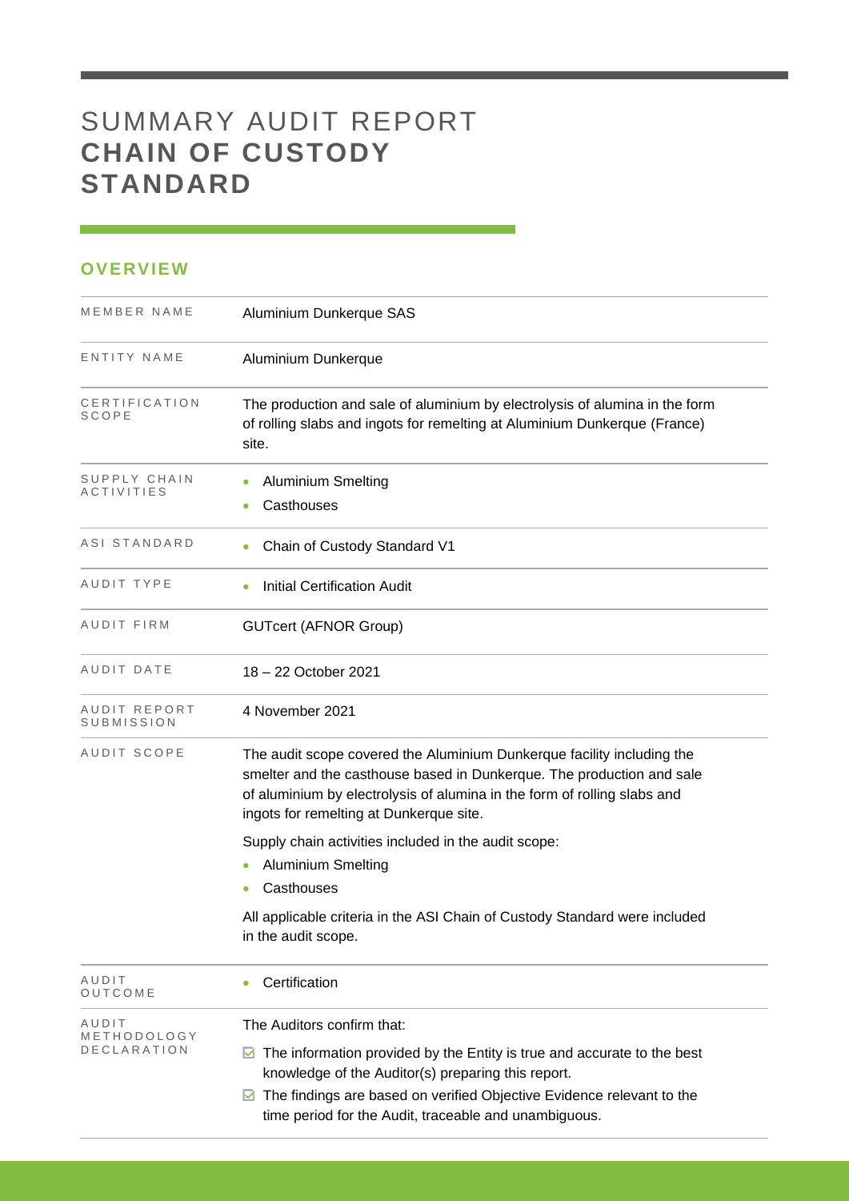# SUMMARY AUDIT REPORT **CHAIN OF CUSTODY STANDARD**

## OVERVIEW

| | |
|---|---|
| MEMBER NAME | Aluminium Dunkerque SAS |
| ENTITY NAME | Aluminium Dunkerque |
| CERTIFICATION SCOPE | The production and sale of aluminium by electrolysis of alumina in the form of rolling slabs and ingots for remelting at Aluminium Dunkerque (France) site. |
| SUPPLY CHAIN ACTIVITIES | • Aluminium Smelting<br>• Casthouses |
| ASI STANDARD | • Chain of Custody Standard V1 |
| AUDIT TYPE | • Initial Certification Audit |
| AUDIT FIRM | GUTcert (AFNOR Group) |
| AUDIT DATE | 18 – 22 October 2021 |
| AUDIT REPORT SUBMISSION | 4 November 2021 |
| AUDIT SCOPE | The audit scope covered the Aluminium Dunkerque facility including the smelter and the casthouse based in Dunkerque. The production and sale of aluminium by electrolysis of alumina in the form of rolling slabs and ingots for remelting at Dunkerque site.<br><br>Supply chain activities included in the audit scope:<br>• Aluminium Smelting<br>• Casthouses<br><br>All applicable criteria in the ASI Chain of Custody Standard were included in the audit scope. |
| AUDIT OUTCOME | • Certification |
| AUDIT METHODOLOGY DECLARATION | The Auditors confirm that:<br>☑ The information provided by the Entity is true and accurate to the best knowledge of the Auditor(s) preparing this report.<br>☑ The findings are based on verified Objective Evidence relevant to the time period for the Audit, traceable and unambiguous. |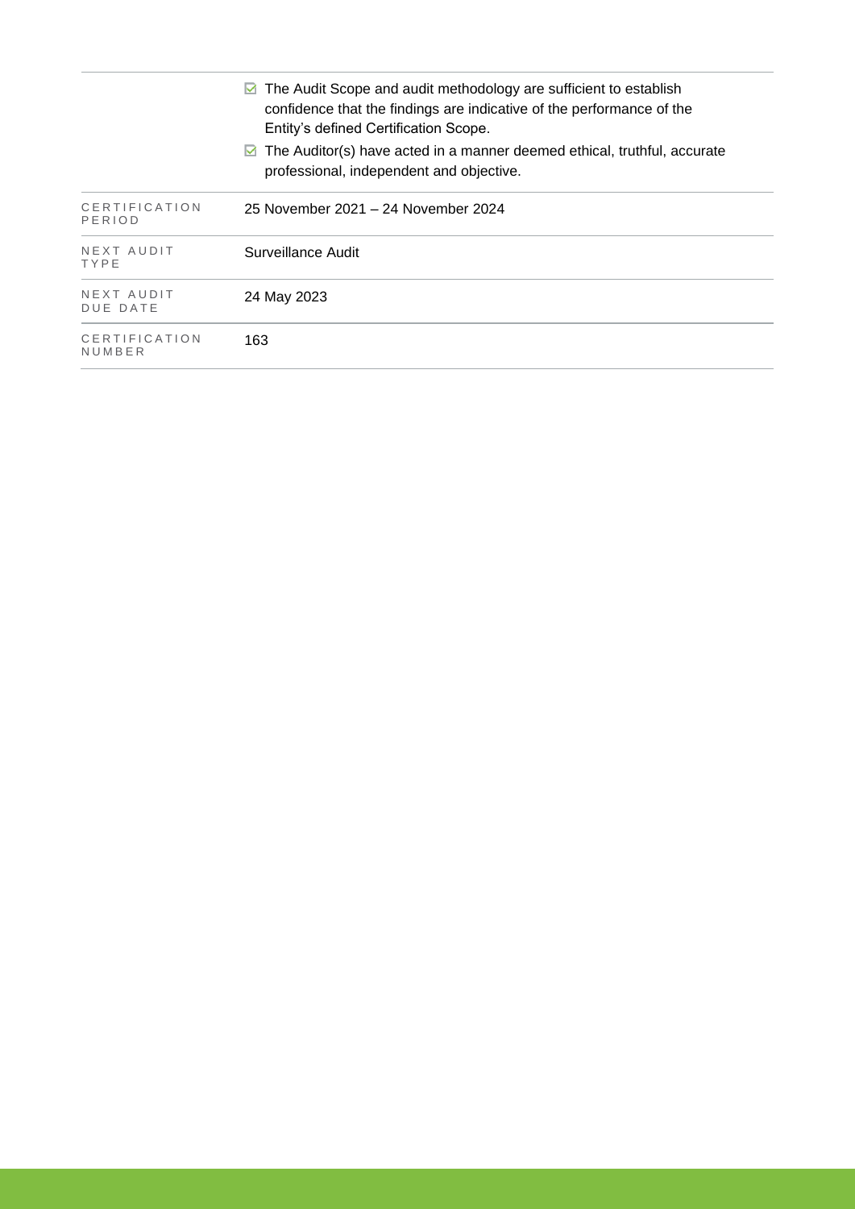| | |
|---|---|
| | ☑ The Audit Scope and audit methodology are sufficient to establish confidence that the findings are indicative of the performance of the Entity's defined Certification Scope.<br>☑ The Auditor(s) have acted in a manner deemed ethical, truthful, accurate professional, independent and objective. |
| CERTIFICATION PERIOD | 25 November 2021 – 24 November 2024 |
| NEXT AUDIT TYPE | Surveillance Audit |
| NEXT AUDIT DUE DATE | 24 May 2023 |
| CERTIFICATION NUMBER | 163 |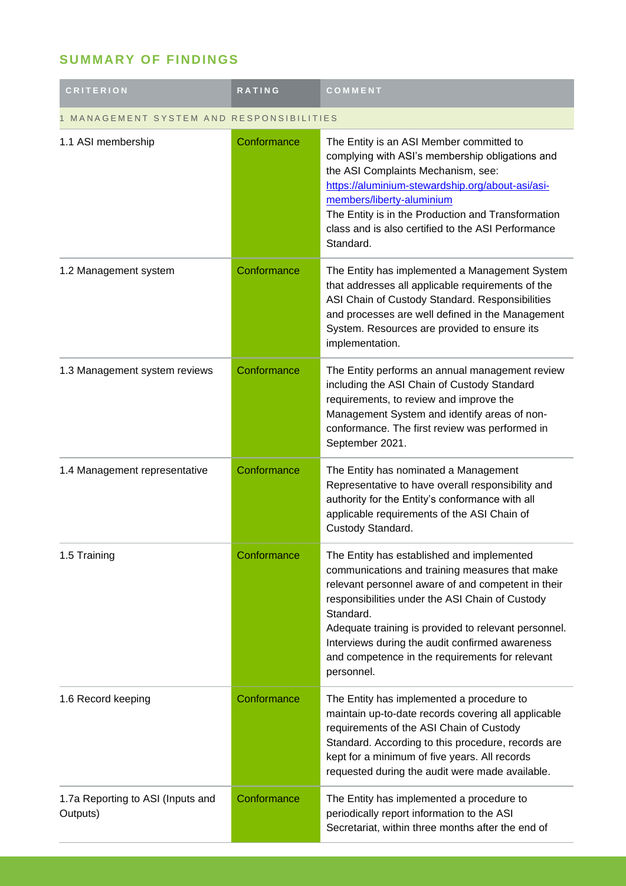## SUMMARY OF FINDINGS

| CRITERION | RATING | COMMENT |
|---|---|---|
| 1 MANAGEMENT SYSTEM AND RESPONSIBILITIES | | |
| 1.1 ASI membership | Conformance | The Entity is an ASI Member committed to complying with ASI's membership obligations and the ASI Complaints Mechanism, see: [https://aluminium-stewardship.org/about-asi/asi-members/liberty-aluminium](https://aluminium-stewardship.org/about-asi/asi-members/liberty-aluminium) The Entity is in the Production and Transformation class and is also certified to the ASI Performance Standard. |
| 1.2 Management system | Conformance | The Entity has implemented a Management System that addresses all applicable requirements of the ASI Chain of Custody Standard. Responsibilities and processes are well defined in the Management System. Resources are provided to ensure its implementation. |
| 1.3 Management system reviews | Conformance | The Entity performs an annual management review including the ASI Chain of Custody Standard requirements, to review and improve the Management System and identify areas of non-conformance. The first review was performed in September 2021. |
| 1.4 Management representative | Conformance | The Entity has nominated a Management Representative to have overall responsibility and authority for the Entity's conformance with all applicable requirements of the ASI Chain of Custody Standard. |
| 1.5 Training | Conformance | The Entity has established and implemented communications and training measures that make relevant personnel aware of and competent in their responsibilities under the ASI Chain of Custody Standard. Adequate training is provided to relevant personnel. Interviews during the audit confirmed awareness and competence in the requirements for relevant personnel. |
| 1.6 Record keeping | Conformance | The Entity has implemented a procedure to maintain up-to-date records covering all applicable requirements of the ASI Chain of Custody Standard. According to this procedure, records are kept for a minimum of five years. All records requested during the audit were made available. |
| 1.7a Reporting to ASI (Inputs and Outputs) | Conformance | The Entity has implemented a procedure to periodically report information to the ASI Secretariat, within three months after the end of |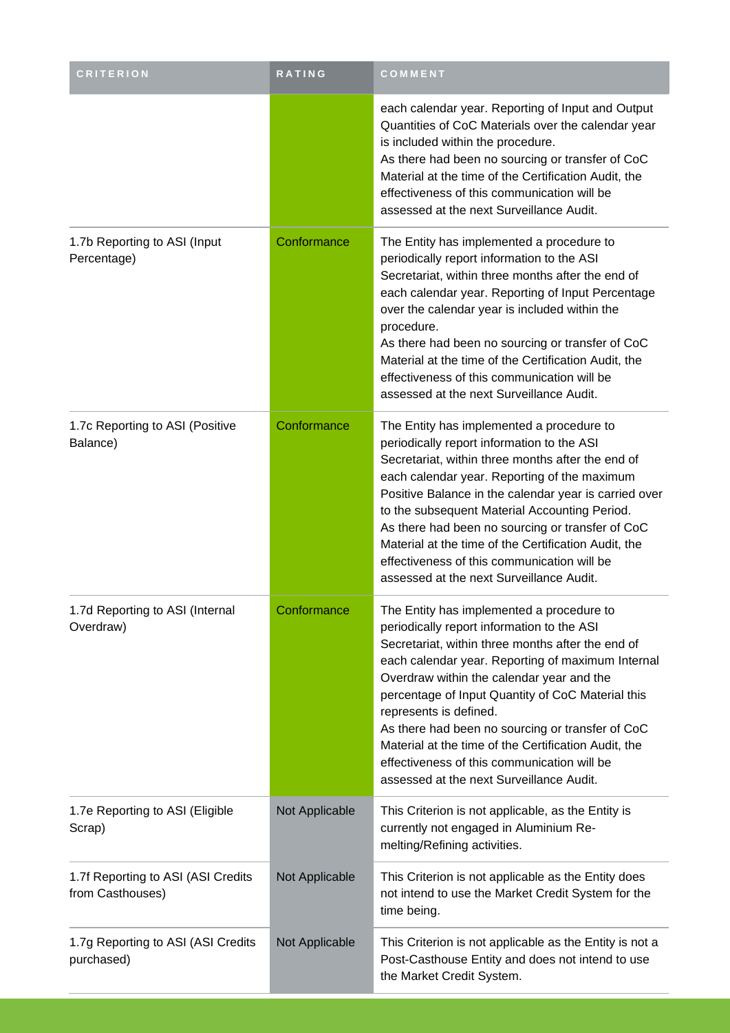| CRITERION | RATING | COMMENT |
| --- | --- | --- |
| | | each calendar year. Reporting of Input and Output Quantities of CoC Materials over the calendar year is included within the procedure.<br>As there had been no sourcing or transfer of CoC Material at the time of the Certification Audit, the effectiveness of this communication will be assessed at the next Surveillance Audit. |
| 1.7b Reporting to ASI (Input Percentage) | Conformance | The Entity has implemented a procedure to periodically report information to the ASI Secretariat, within three months after the end of each calendar year. Reporting of Input Percentage over the calendar year is included within the procedure.<br>As there had been no sourcing or transfer of CoC Material at the time of the Certification Audit, the effectiveness of this communication will be assessed at the next Surveillance Audit. |
| 1.7c Reporting to ASI (Positive Balance) | Conformance | The Entity has implemented a procedure to periodically report information to the ASI Secretariat, within three months after the end of each calendar year. Reporting of the maximum Positive Balance in the calendar year is carried over to the subsequent Material Accounting Period.<br>As there had been no sourcing or transfer of CoC Material at the time of the Certification Audit, the effectiveness of this communication will be assessed at the next Surveillance Audit. |
| 1.7d Reporting to ASI (Internal Overdraw) | Conformance | The Entity has implemented a procedure to periodically report information to the ASI Secretariat, within three months after the end of each calendar year. Reporting of maximum Internal Overdraw within the calendar year and the percentage of Input Quantity of CoC Material this represents is defined.<br>As there had been no sourcing or transfer of CoC Material at the time of the Certification Audit, the effectiveness of this communication will be assessed at the next Surveillance Audit. |
| 1.7e Reporting to ASI (Eligible Scrap) | Not Applicable | This Criterion is not applicable, as the Entity is currently not engaged in Aluminium Re-melting/Refining activities. |
| 1.7f Reporting to ASI (ASI Credits from Casthouses) | Not Applicable | This Criterion is not applicable as the Entity does not intend to use the Market Credit System for the time being. |
| 1.7g Reporting to ASI (ASI Credits purchased) | Not Applicable | This Criterion is not applicable as the Entity is not a Post-Casthouse Entity and does not intend to use the Market Credit System. |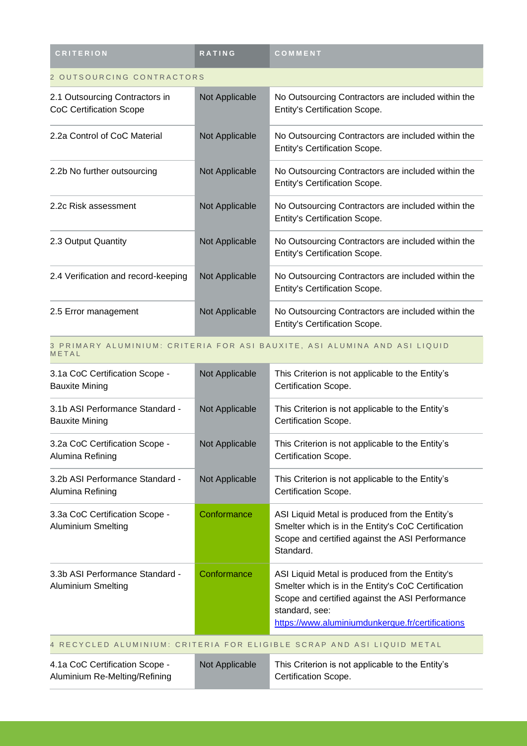| CRITERION | RATING | COMMENT |
| --- | --- | --- |
| 2 OUTSOURCING CONTRACTORS | | |
| 2.1 Outsourcing Contractors in CoC Certification Scope | Not Applicable | No Outsourcing Contractors are included within the Entity's Certification Scope. |
| 2.2a Control of CoC Material | Not Applicable | No Outsourcing Contractors are included within the Entity's Certification Scope. |
| 2.2b No further outsourcing | Not Applicable | No Outsourcing Contractors are included within the Entity's Certification Scope. |
| 2.2c Risk assessment | Not Applicable | No Outsourcing Contractors are included within the Entity's Certification Scope. |
| 2.3 Output Quantity | Not Applicable | No Outsourcing Contractors are included within the Entity's Certification Scope. |
| 2.4 Verification and record-keeping | Not Applicable | No Outsourcing Contractors are included within the Entity's Certification Scope. |
| 2.5 Error management | Not Applicable | No Outsourcing Contractors are included within the Entity's Certification Scope. |
| 3 PRIMARY ALUMINIUM: CRITERIA FOR ASI BAUXITE, ASI ALUMINA AND ASI LIQUID METAL | | |
| 3.1a CoC Certification Scope - Bauxite Mining | Not Applicable | This Criterion is not applicable to the Entity's Certification Scope. |
| 3.1b ASI Performance Standard - Bauxite Mining | Not Applicable | This Criterion is not applicable to the Entity's Certification Scope. |
| 3.2a CoC Certification Scope - Alumina Refining | Not Applicable | This Criterion is not applicable to the Entity's Certification Scope. |
| 3.2b ASI Performance Standard - Alumina Refining | Not Applicable | This Criterion is not applicable to the Entity's Certification Scope. |
| 3.3a CoC Certification Scope - Aluminium Smelting | Conformance | ASI Liquid Metal is produced from the Entity's Smelter which is in the Entity's CoC Certification Scope and certified against the ASI Performance Standard. |
| 3.3b ASI Performance Standard - Aluminium Smelting | Conformance | ASI Liquid Metal is produced from the Entity's Smelter which is in the Entity's CoC Certification Scope and certified against the ASI Performance standard, see: https://www.aluminiumdunkerque.fr/certifications |
| 4 RECYCLED ALUMINIUM: CRITERIA FOR ELIGIBLE SCRAP AND ASI LIQUID METAL | | |
| 4.1a CoC Certification Scope - Aluminium Re-Melting/Refining | Not Applicable | This Criterion is not applicable to the Entity's Certification Scope. |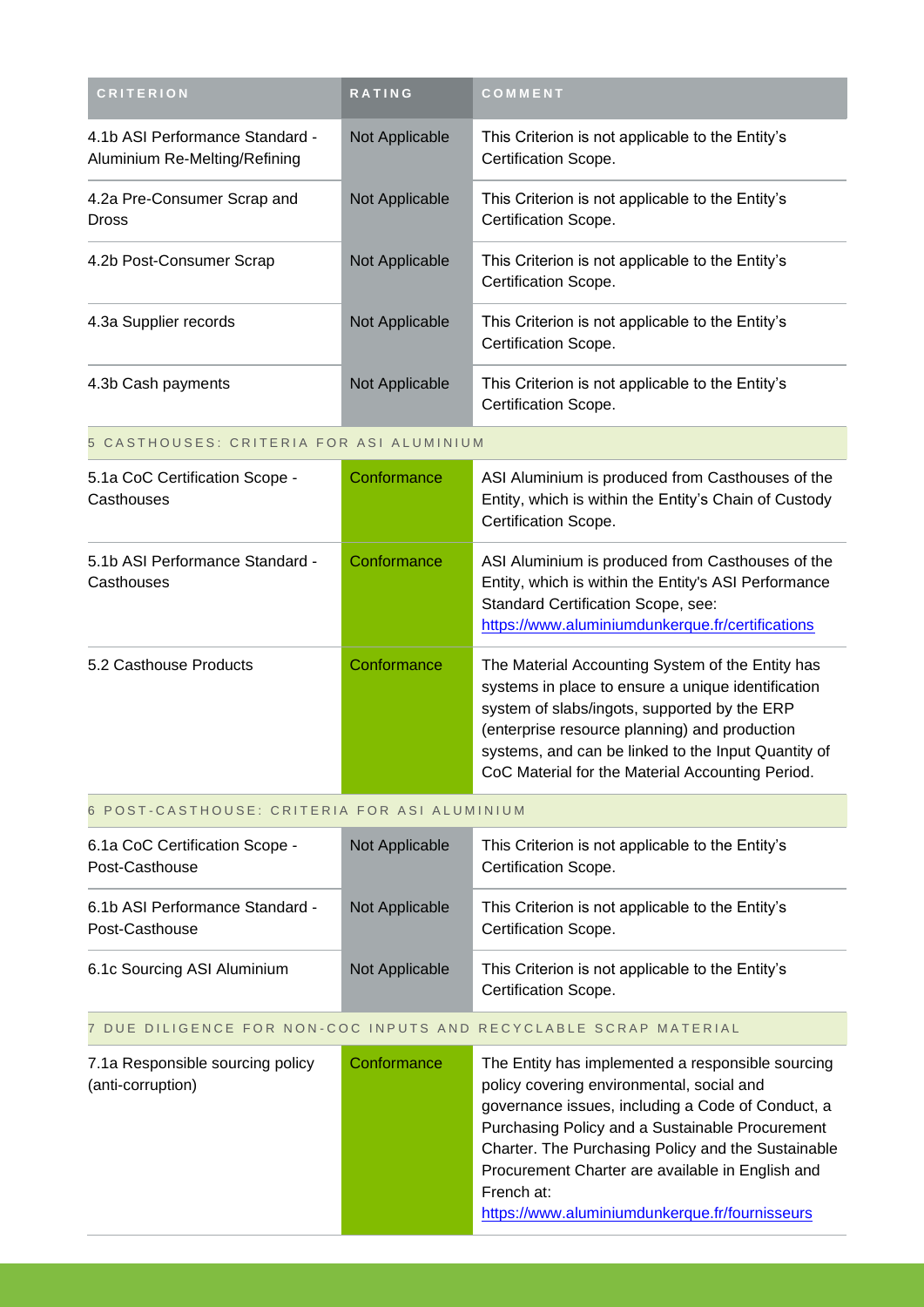| CRITERION | RATING | COMMENT |
| --- | --- | --- |
| 4.1b ASI Performance Standard - Aluminium Re-Melting/Refining | Not Applicable | This Criterion is not applicable to the Entity's Certification Scope. |
| 4.2a Pre-Consumer Scrap and Dross | Not Applicable | This Criterion is not applicable to the Entity's Certification Scope. |
| 4.2b Post-Consumer Scrap | Not Applicable | This Criterion is not applicable to the Entity's Certification Scope. |
| 4.3a Supplier records | Not Applicable | This Criterion is not applicable to the Entity's Certification Scope. |
| 4.3b Cash payments | Not Applicable | This Criterion is not applicable to the Entity's Certification Scope. |
| 5 CASTHOUSES: CRITERIA FOR ASI ALUMINIUM | | |
| 5.1a CoC Certification Scope - Casthouses | Conformance | ASI Aluminium is produced from Casthouses of the Entity, which is within the Entity's Chain of Custody Certification Scope. |
| 5.1b ASI Performance Standard - Casthouses | Conformance | ASI Aluminium is produced from Casthouses of the Entity, which is within the Entity's ASI Performance Standard Certification Scope, see: https://www.aluminiumdunkerque.fr/certifications |
| 5.2 Casthouse Products | Conformance | The Material Accounting System of the Entity has systems in place to ensure a unique identification system of slabs/ingots, supported by the ERP (enterprise resource planning) and production systems, and can be linked to the Input Quantity of CoC Material for the Material Accounting Period. |
| 6 POST-CASTHOUSE: CRITERIA FOR ASI ALUMINIUM | | |
| 6.1a CoC Certification Scope - Post-Casthouse | Not Applicable | This Criterion is not applicable to the Entity's Certification Scope. |
| 6.1b ASI Performance Standard - Post-Casthouse | Not Applicable | This Criterion is not applicable to the Entity's Certification Scope. |
| 6.1c Sourcing ASI Aluminium | Not Applicable | This Criterion is not applicable to the Entity's Certification Scope. |
| 7 DUE DILIGENCE FOR NON-COC INPUTS AND RECYCLABLE SCRAP MATERIAL | | |
| 7.1a Responsible sourcing policy (anti-corruption) | Conformance | The Entity has implemented a responsible sourcing policy covering environmental, social and governance issues, including a Code of Conduct, a Purchasing Policy and a Sustainable Procurement Charter. The Purchasing Policy and the Sustainable Procurement Charter are available in English and French at: https://www.aluminiumdunkerque.fr/fournisseurs |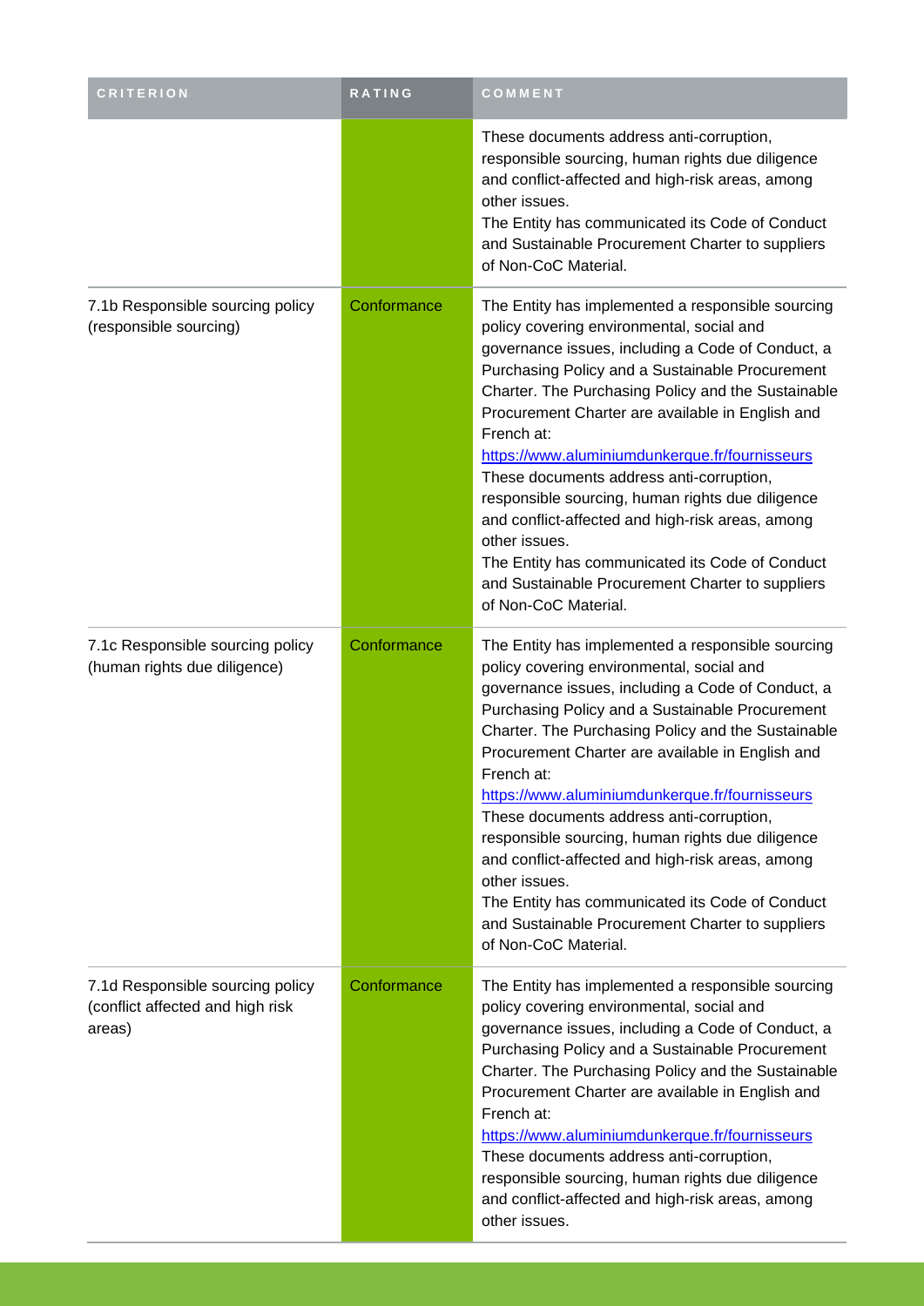| CRITERION | RATING | COMMENT |
| --- | --- | --- |
| | | These documents address anti-corruption, responsible sourcing, human rights due diligence and conflict-affected and high-risk areas, among other issues.<br>The Entity has communicated its Code of Conduct and Sustainable Procurement Charter to suppliers of Non-CoC Material. |
| 7.1b Responsible sourcing policy (responsible sourcing) | Conformance | The Entity has implemented a responsible sourcing policy covering environmental, social and governance issues, including a Code of Conduct, a Purchasing Policy and a Sustainable Procurement Charter. The Purchasing Policy and the Sustainable Procurement Charter are available in English and French at:<br>https://www.aluminiumdunkerque.fr/fournisseurs<br>These documents address anti-corruption, responsible sourcing, human rights due diligence and conflict-affected and high-risk areas, among other issues.<br>The Entity has communicated its Code of Conduct and Sustainable Procurement Charter to suppliers of Non-CoC Material. |
| 7.1c Responsible sourcing policy (human rights due diligence) | Conformance | The Entity has implemented a responsible sourcing policy covering environmental, social and governance issues, including a Code of Conduct, a Purchasing Policy and a Sustainable Procurement Charter. The Purchasing Policy and the Sustainable Procurement Charter are available in English and French at:<br>https://www.aluminiumdunkerque.fr/fournisseurs<br>These documents address anti-corruption, responsible sourcing, human rights due diligence and conflict-affected and high-risk areas, among other issues.<br>The Entity has communicated its Code of Conduct and Sustainable Procurement Charter to suppliers of Non-CoC Material. |
| 7.1d Responsible sourcing policy (conflict affected and high risk areas) | Conformance | The Entity has implemented a responsible sourcing policy covering environmental, social and governance issues, including a Code of Conduct, a Purchasing Policy and a Sustainable Procurement Charter. The Purchasing Policy and the Sustainable Procurement Charter are available in English and French at:<br>https://www.aluminiumdunkerque.fr/fournisseurs<br>These documents address anti-corruption, responsible sourcing, human rights due diligence and conflict-affected and high-risk areas, among other issues. |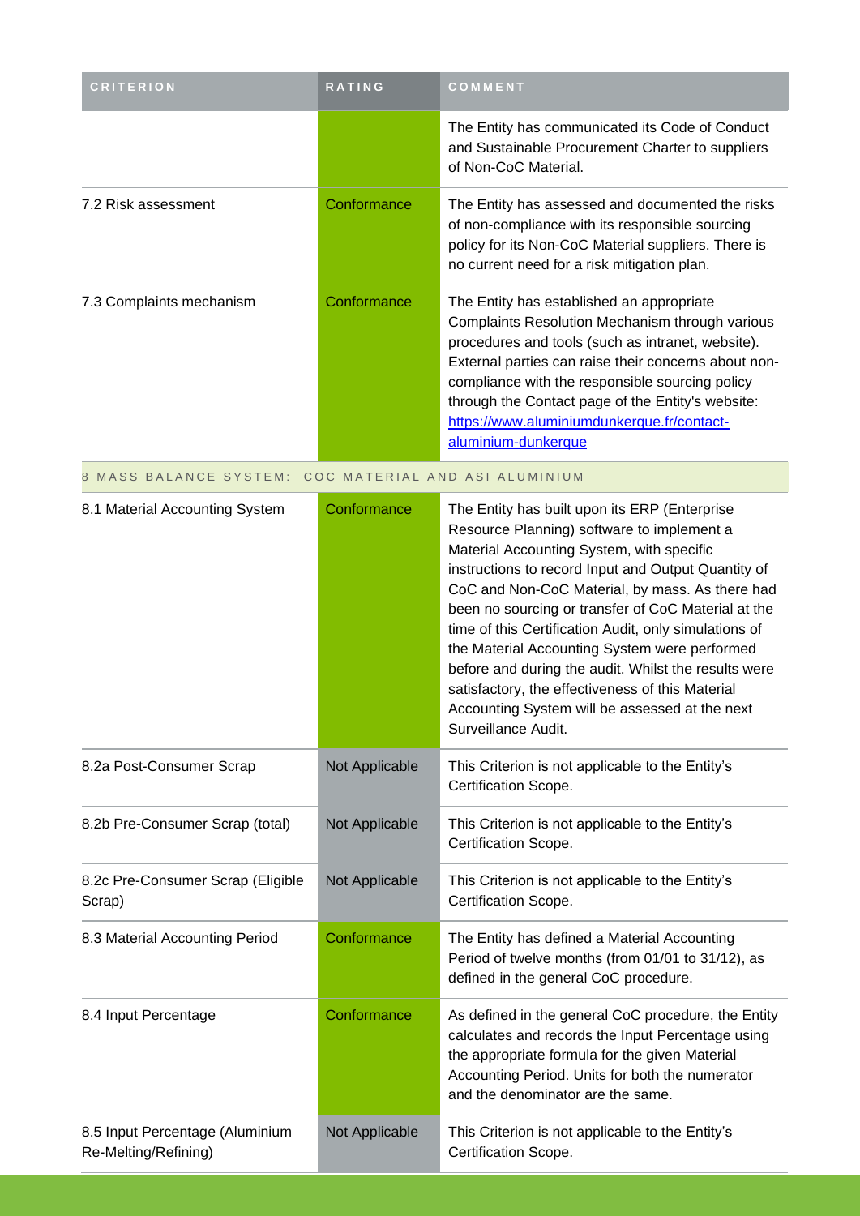| CRITERION | RATING | COMMENT |
| --- | --- | --- |
| | | The Entity has communicated its Code of Conduct and Sustainable Procurement Charter to suppliers of Non-CoC Material. |
| 7.2 Risk assessment | Conformance | The Entity has assessed and documented the risks of non-compliance with its responsible sourcing policy for its Non-CoC Material suppliers. There is no current need for a risk mitigation plan. |
| 7.3 Complaints mechanism | Conformance | The Entity has established an appropriate Complaints Resolution Mechanism through various procedures and tools (such as intranet, website). External parties can raise their concerns about non-compliance with the responsible sourcing policy through the Contact page of the Entity's website: [https://www.aluminiumdunkerque.fr/contact-aluminium-dunkerque](https://www.aluminiumdunkerque.fr/contact-aluminium-dunkerque) |
| **8 MASS BALANCE SYSTEM: COC MATERIAL AND ASI ALUMINIUM** | | |
| 8.1 Material Accounting System | Conformance | The Entity has built upon its ERP (Enterprise Resource Planning) software to implement a Material Accounting System, with specific instructions to record Input and Output Quantity of CoC and Non-CoC Material, by mass. As there had been no sourcing or transfer of CoC Material at the time of this Certification Audit, only simulations of the Material Accounting System were performed before and during the audit. Whilst the results were satisfactory, the effectiveness of this Material Accounting System will be assessed at the next Surveillance Audit. |
| 8.2a Post-Consumer Scrap | Not Applicable | This Criterion is not applicable to the Entity's Certification Scope. |
| 8.2b Pre-Consumer Scrap (total) | Not Applicable | This Criterion is not applicable to the Entity's Certification Scope. |
| 8.2c Pre-Consumer Scrap (Eligible Scrap) | Not Applicable | This Criterion is not applicable to the Entity's Certification Scope. |
| 8.3 Material Accounting Period | Conformance | The Entity has defined a Material Accounting Period of twelve months (from 01/01 to 31/12), as defined in the general CoC procedure. |
| 8.4 Input Percentage | Conformance | As defined in the general CoC procedure, the Entity calculates and records the Input Percentage using the appropriate formula for the given Material Accounting Period. Units for both the numerator and the denominator are the same. |
| 8.5 Input Percentage (Aluminium Re-Melting/Refining) | Not Applicable | This Criterion is not applicable to the Entity's Certification Scope. |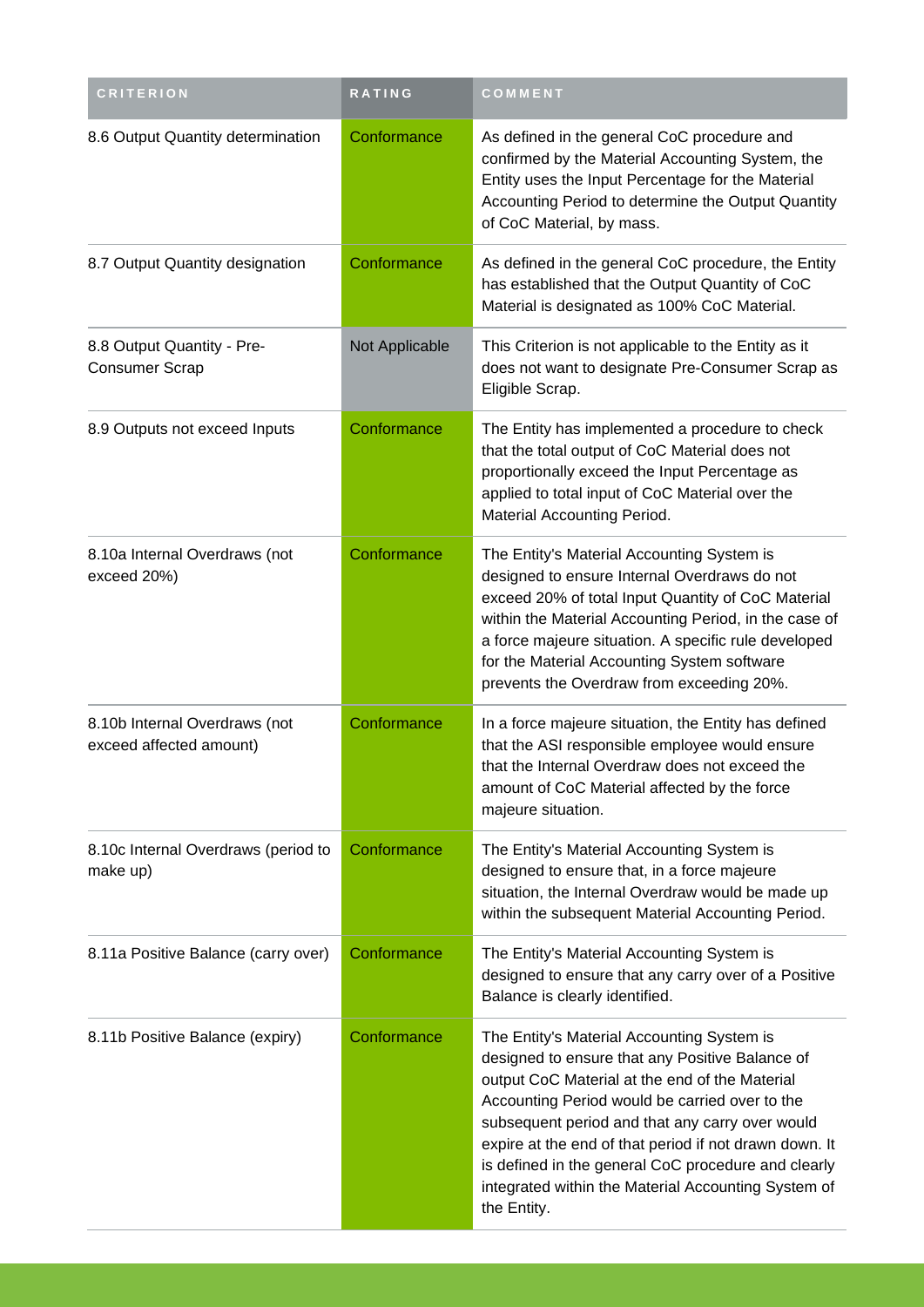| CRITERION | RATING | COMMENT |
| --- | --- | --- |
| 8.6 Output Quantity determination | Conformance | As defined in the general CoC procedure and confirmed by the Material Accounting System, the Entity uses the Input Percentage for the Material Accounting Period to determine the Output Quantity of CoC Material, by mass. |
| 8.7 Output Quantity designation | Conformance | As defined in the general CoC procedure, the Entity has established that the Output Quantity of CoC Material is designated as 100% CoC Material. |
| 8.8 Output Quantity - Pre-Consumer Scrap | Not Applicable | This Criterion is not applicable to the Entity as it does not want to designate Pre-Consumer Scrap as Eligible Scrap. |
| 8.9 Outputs not exceed Inputs | Conformance | The Entity has implemented a procedure to check that the total output of CoC Material does not proportionally exceed the Input Percentage as applied to total input of CoC Material over the Material Accounting Period. |
| 8.10a Internal Overdraws (not exceed 20%) | Conformance | The Entity's Material Accounting System is designed to ensure Internal Overdraws do not exceed 20% of total Input Quantity of CoC Material within the Material Accounting Period, in the case of a force majeure situation. A specific rule developed for the Material Accounting System software prevents the Overdraw from exceeding 20%. |
| 8.10b Internal Overdraws (not exceed affected amount) | Conformance | In a force majeure situation, the Entity has defined that the ASI responsible employee would ensure that the Internal Overdraw does not exceed the amount of CoC Material affected by the force majeure situation. |
| 8.10c Internal Overdraws (period to make up) | Conformance | The Entity's Material Accounting System is designed to ensure that, in a force majeure situation, the Internal Overdraw would be made up within the subsequent Material Accounting Period. |
| 8.11a Positive Balance (carry over) | Conformance | The Entity's Material Accounting System is designed to ensure that any carry over of a Positive Balance is clearly identified. |
| 8.11b Positive Balance (expiry) | Conformance | The Entity's Material Accounting System is designed to ensure that any Positive Balance of output CoC Material at the end of the Material Accounting Period would be carried over to the subsequent period and that any carry over would expire at the end of that period if not drawn down. It is defined in the general CoC procedure and clearly integrated within the Material Accounting System of the Entity. |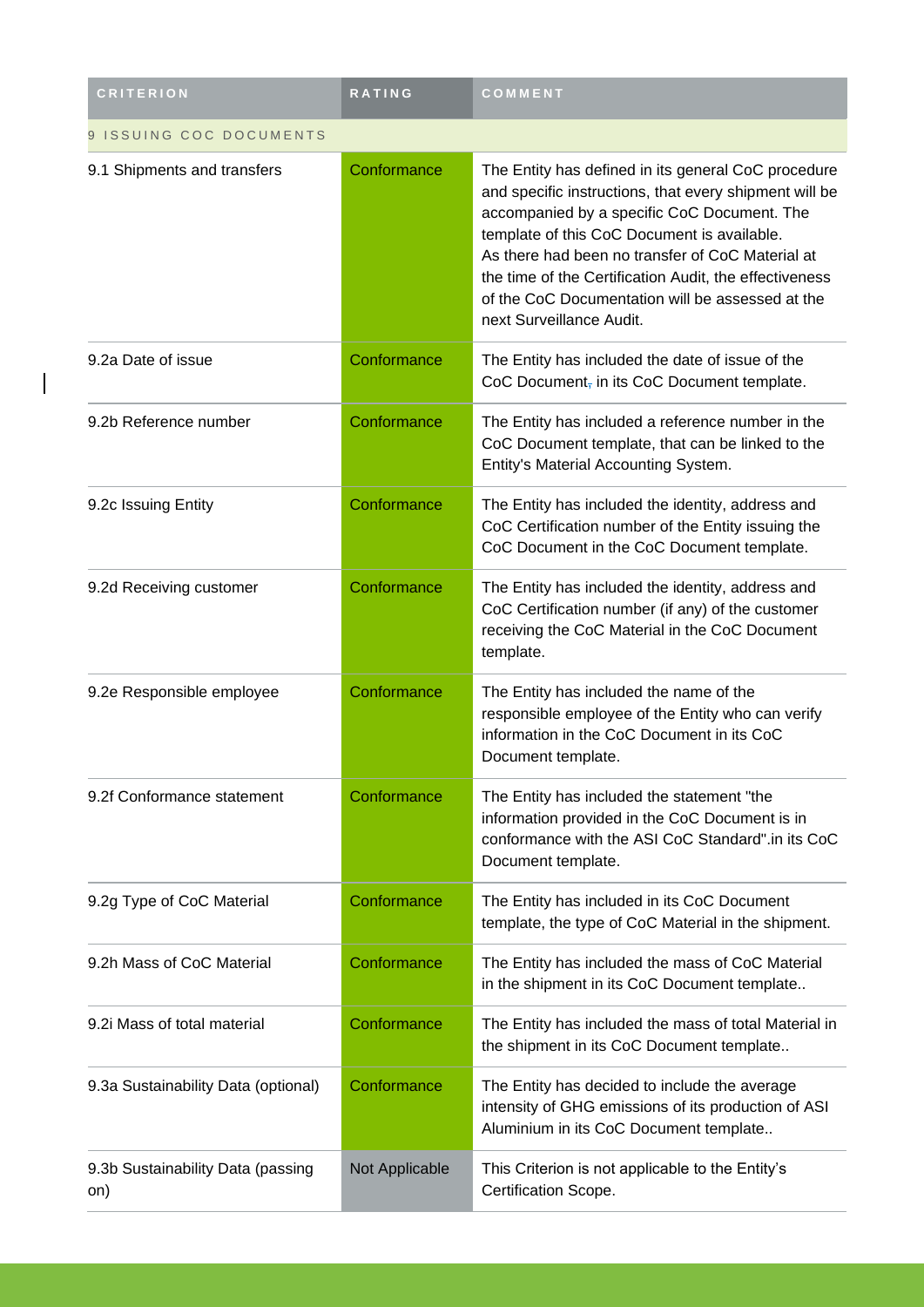| CRITERION | RATING | COMMENT |
|---|---|---|
| 9 ISSUING COC DOCUMENTS | | |
| 9.1 Shipments and transfers | Conformance | The Entity has defined in its general CoC procedure and specific instructions, that every shipment will be accompanied by a specific CoC Document. The template of this CoC Document is available. As there had been no transfer of CoC Material at the time of the Certification Audit, the effectiveness of the CoC Documentation will be assessed at the next Surveillance Audit. |
| 9.2a Date of issue | Conformance | The Entity has included the date of issue of the CoC Document, in its CoC Document template. |
| 9.2b Reference number | Conformance | The Entity has included a reference number in the CoC Document template, that can be linked to the Entity's Material Accounting System. |
| 9.2c Issuing Entity | Conformance | The Entity has included the identity, address and CoC Certification number of the Entity issuing the CoC Document in the CoC Document template. |
| 9.2d Receiving customer | Conformance | The Entity has included the identity, address and CoC Certification number (if any) of the customer receiving the CoC Material in the CoC Document template. |
| 9.2e Responsible employee | Conformance | The Entity has included the name of the responsible employee of the Entity who can verify information in the CoC Document in its CoC Document template. |
| 9.2f Conformance statement | Conformance | The Entity has included the statement "the information provided in the CoC Document is in conformance with the ASI CoC Standard".in its CoC Document template. |
| 9.2g Type of CoC Material | Conformance | The Entity has included in its CoC Document template, the type of CoC Material in the shipment. |
| 9.2h Mass of CoC Material | Conformance | The Entity has included the mass of CoC Material in the shipment in its CoC Document template.. |
| 9.2i Mass of total material | Conformance | The Entity has included the mass of total Material in the shipment in its CoC Document template.. |
| 9.3a Sustainability Data (optional) | Conformance | The Entity has decided to include the average intensity of GHG emissions of its production of ASI Aluminium in its CoC Document template.. |
| 9.3b Sustainability Data (passing on) | Not Applicable | This Criterion is not applicable to the Entity's Certification Scope. |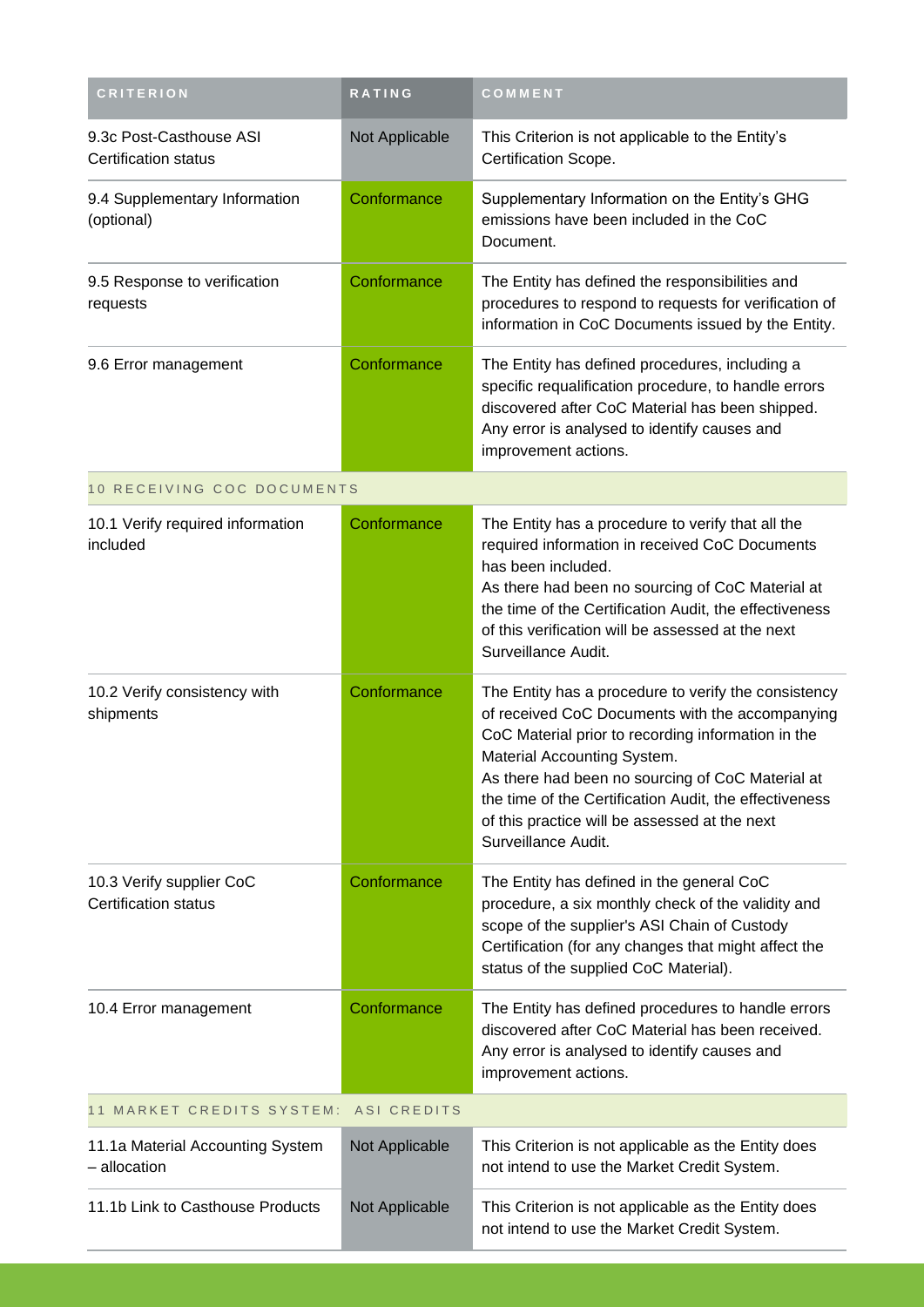| CRITERION | RATING | COMMENT |
| --- | --- | --- |
| 9.3c Post-Casthouse ASI Certification status | Not Applicable | This Criterion is not applicable to the Entity's Certification Scope. |
| 9.4 Supplementary Information (optional) | Conformance | Supplementary Information on the Entity's GHG emissions have been included in the CoC Document. |
| 9.5 Response to verification requests | Conformance | The Entity has defined the responsibilities and procedures to respond to requests for verification of information in CoC Documents issued by the Entity. |
| 9.6 Error management | Conformance | The Entity has defined procedures, including a specific requalification procedure, to handle errors discovered after CoC Material has been shipped. Any error is analysed to identify causes and improvement actions. |
| 10 RECEIVING COC DOCUMENTS | | |
| 10.1 Verify required information included | Conformance | The Entity has a procedure to verify that all the required information in received CoC Documents has been included. As there had been no sourcing of CoC Material at the time of the Certification Audit, the effectiveness of this verification will be assessed at the next Surveillance Audit. |
| 10.2 Verify consistency with shipments | Conformance | The Entity has a procedure to verify the consistency of received CoC Documents with the accompanying CoC Material prior to recording information in the Material Accounting System. As there had been no sourcing of CoC Material at the time of the Certification Audit, the effectiveness of this practice will be assessed at the next Surveillance Audit. |
| 10.3 Verify supplier CoC Certification status | Conformance | The Entity has defined in the general CoC procedure, a six monthly check of the validity and scope of the supplier's ASI Chain of Custody Certification (for any changes that might affect the status of the supplied CoC Material). |
| 10.4 Error management | Conformance | The Entity has defined procedures to handle errors discovered after CoC Material has been received. Any error is analysed to identify causes and improvement actions. |
| 11 MARKET CREDITS SYSTEM: ASI CREDITS | | |
| 11.1a Material Accounting System – allocation | Not Applicable | This Criterion is not applicable as the Entity does not intend to use the Market Credit System. |
| 11.1b Link to Casthouse Products | Not Applicable | This Criterion is not applicable as the Entity does not intend to use the Market Credit System. |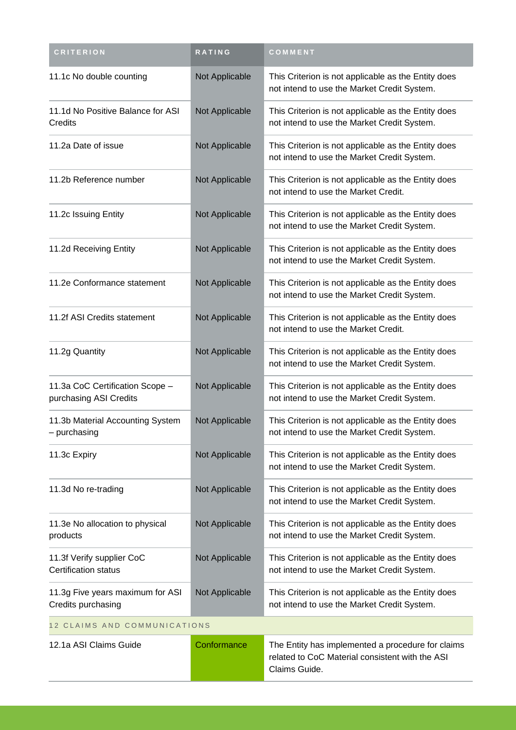| CRITERION | RATING | COMMENT |
| --- | --- | --- |
| 11.1c No double counting | Not Applicable | This Criterion is not applicable as the Entity does not intend to use the Market Credit System. |
| 11.1d No Positive Balance for ASI Credits | Not Applicable | This Criterion is not applicable as the Entity does not intend to use the Market Credit System. |
| 11.2a Date of issue | Not Applicable | This Criterion is not applicable as the Entity does not intend to use the Market Credit System. |
| 11.2b Reference number | Not Applicable | This Criterion is not applicable as the Entity does not intend to use the Market Credit. |
| 11.2c Issuing Entity | Not Applicable | This Criterion is not applicable as the Entity does not intend to use the Market Credit System. |
| 11.2d Receiving Entity | Not Applicable | This Criterion is not applicable as the Entity does not intend to use the Market Credit System. |
| 11.2e Conformance statement | Not Applicable | This Criterion is not applicable as the Entity does not intend to use the Market Credit System. |
| 11.2f ASI Credits statement | Not Applicable | This Criterion is not applicable as the Entity does not intend to use the Market Credit. |
| 11.2g Quantity | Not Applicable | This Criterion is not applicable as the Entity does not intend to use the Market Credit System. |
| 11.3a CoC Certification Scope – purchasing ASI Credits | Not Applicable | This Criterion is not applicable as the Entity does not intend to use the Market Credit System. |
| 11.3b Material Accounting System – purchasing | Not Applicable | This Criterion is not applicable as the Entity does not intend to use the Market Credit System. |
| 11.3c Expiry | Not Applicable | This Criterion is not applicable as the Entity does not intend to use the Market Credit System. |
| 11.3d No re-trading | Not Applicable | This Criterion is not applicable as the Entity does not intend to use the Market Credit System. |
| 11.3e No allocation to physical products | Not Applicable | This Criterion is not applicable as the Entity does not intend to use the Market Credit System. |
| 11.3f Verify supplier CoC Certification status | Not Applicable | This Criterion is not applicable as the Entity does not intend to use the Market Credit System. |
| 11.3g Five years maximum for ASI Credits purchasing | Not Applicable | This Criterion is not applicable as the Entity does not intend to use the Market Credit System. |
| 12 CLAIMS AND COMMUNICATIONS | | |
| 12.1a ASI Claims Guide | Conformance | The Entity has implemented a procedure for claims related to CoC Material consistent with the ASI Claims Guide. |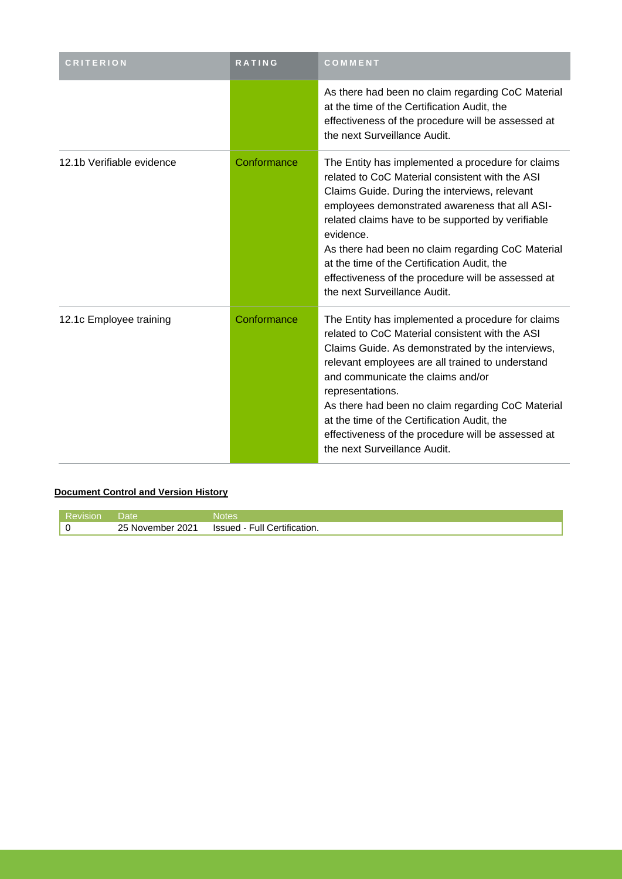| CRITERION | RATING | COMMENT |
| --- | --- | --- |
| | | As there had been no claim regarding CoC Material at the time of the Certification Audit, the effectiveness of the procedure will be assessed at the next Surveillance Audit. |
| 12.1b Verifiable evidence | Conformance | The Entity has implemented a procedure for claims related to CoC Material consistent with the ASI Claims Guide. During the interviews, relevant employees demonstrated awareness that all ASI-related claims have to be supported by verifiable evidence.<br>As there had been no claim regarding CoC Material at the time of the Certification Audit, the effectiveness of the procedure will be assessed at the next Surveillance Audit. |
| 12.1c Employee training | Conformance | The Entity has implemented a procedure for claims related to CoC Material consistent with the ASI Claims Guide. As demonstrated by the interviews, relevant employees are all trained to understand and communicate the claims and/or representations.<br>As there had been no claim regarding CoC Material at the time of the Certification Audit, the effectiveness of the procedure will be assessed at the next Surveillance Audit. |

**Document Control and Version History**

| Revision | Date | Notes |
| --- | --- | --- |
| 0 | 25 November 2021 | Issued - Full Certification. |